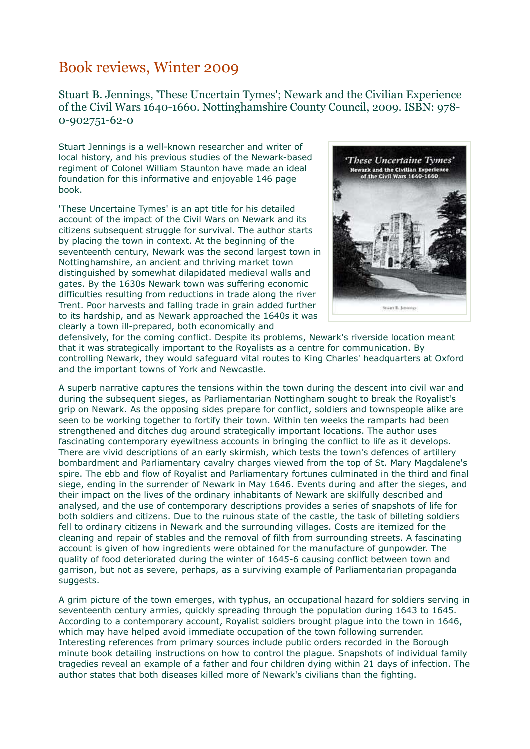# Book reviews, Winter 2009

### Stuart B. Jennings, 'These Uncertain Tymes'; Newark and the Civilian Experience of the Civil Wars 1640-1660. Nottinghamshire County Council, 2009. ISBN: 978-0-902751-62-0

Stuart Jennings is a well-known researcher and writer of local history, and his previous studies of the Newark-based regiment of Colonel William Staunton have made an ideal foundation for this informative and enjoyable 146 page book.

'These Uncertaine Tymes' is an apt title for his detailed account of the impact of the Civil Wars on Newark and its citizens subsequent struggle for survival. The author starts by placing the town in context. At the beginning of the seventeenth century, Newark was the second largest town in Nottinghamshire, an ancient and thriving market town distinguished by somewhat dilapidated medieval walls and gates. By the 1630s Newark town was suffering economic difficulties resulting from reductions in trade along the river Trent. Poor harvests and falling trade in grain added further to its hardship, and as Newark approached the 1640s it was clearly a town ill-prepared, both economically and defensively, for the coming conflict. Despite its problems, Newark's riverside location meant that it was strategically important to the Royalists as a centre for communication. By controlling Newark, they would safeguard vital routes to King Charles' headquarters at Oxford and the important towns of York and Newcastle.

A superb narrative captures the tensions within the town during the descent into civil war and during the subsequent sieges, as Parliamentarian Nottingham sought to break the Royalist's grip on Newark. As the opposing sides prepare for conflict, soldiers and townspeople alike are seen to be working together to fortify their town. Within ten weeks the ramparts had been strengthened and ditches dug around strategically important locations. The author uses fascinating contemporary eyewitness accounts in bringing the conflict to life as it develops. There are vivid descriptions of an early skirmish, which tests the town's defences of artillery bombardment and Parliamentary cavalry charges viewed from the top of St. Mary Magdalene's spire. The ebb and flow of Royalist and Parliamentary fortunes culminated in the third and final siege, ending in the surrender of Newark in May 1646. Events during and after the sieges, and their impact on the lives of the ordinary inhabitants of Newark are skilfully described and analysed, and the use of contemporary descriptions provides a series of snapshots of life for both soldiers and citizens. Due to the ruinous state of the castle, the task of billeting soldiers fell to ordinary citizens in Newark and the surrounding villages. Costs are itemized for the cleaning and repair of stables and the removal of filth from surrounding streets. A fascinating account is given of how ingredients were obtained for the manufacture of gunpowder. The quality of food deteriorated during the winter of 1645-6 causing conflict between town and garrison, but not as severe, perhaps, as a surviving example of Parliamentarian propaganda suggests.

A grim picture of the town emerges, with typhus, an occupational hazard for soldiers serving in seventeenth century armies, quickly spreading through the population during 1643 to 1645. According to a contemporary account, Royalist soldiers brought plague into the town in 1646, which may have helped avoid immediate occupation of the town following surrender. Interesting references from primary sources include public orders recorded in the Borough minute book detailing instructions on how to control the plague. Snapshots of individual family tragedies reveal an example of a father and four children dying within 21 days of infection. The author states that both diseases killed more of Newark's civilians than the fighting.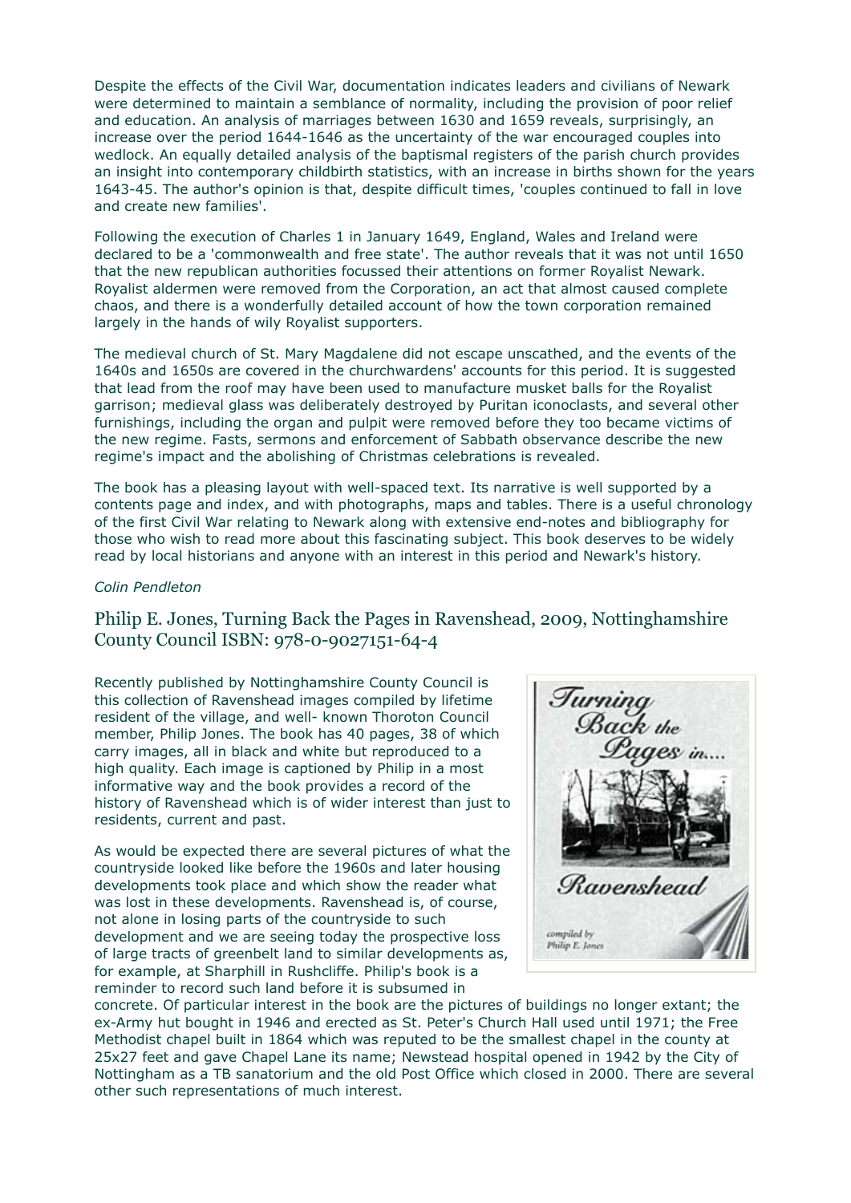Despite the effects of the Civil War, documentation indicates leaders and civilians of Newark were determined to maintain a semblance of normality, including the provision of poor relief and education. An analysis of marriages between 1630 and 1659 reveals, surprisingly, an increase over the period 1644-1646 as the uncertainty of the war encouraged couples into wedlock. An equally detailed analysis of the baptismal registers of the parish church provides an insight into contemporary childbirth statistics, with an increase in births shown for the years 1643-45. The author's opinion is that, despite difficult times, 'couples continued to fall in love and create new families'.

Following the execution of Charles 1 in January 1649, England, Wales and Ireland were declared to be a 'commonwealth and free state'. The author reveals that it was not until 1650 that the new republican authorities focussed their attentions on former Royalist Newark. Royalist aldermen were removed from the Corporation, an act that almost caused complete chaos, and there is a wonderfully detailed account of how the town corporation remained largely in the hands of wily Royalist supporters.

The medieval church of St. Mary Magdalene did not escape unscathed, and the events of the 1640s and 1650s are covered in the churchwardens' accounts for this period. It is suggested that lead from the roof may have been used to manufacture musket balls for the Royalist garrison; medieval glass was deliberately destroyed by Puritan iconoclasts, and several other furnishings, including the organ and pulpit were removed before they too became victims of the new regime. Fasts, sermons and enforcement of Sabbath observance describe the new regime's impact and the abolishing of Christmas celebrations is revealed.

The book has a pleasing layout with well-spaced text. Its narrative is well supported by a contents page and index, and with photographs, maps and tables. There is a useful chronology of the first Civil War relating to Newark along with extensive end-notes and bibliography for those who wish to read more about this fascinating subject. This book deserves to be widely read by local historians and anyone with an interest in this period and Newark's history.

*Colin Pendleton*

## Philip E. Jones, Turning Back the Pages in Ravenshead, 2009, Nottinghamshire County Council ISBN: 978-0-9027151-64-4

Recently published by Nottinghamshire County Council is this collection of Ravenshead images compiled by lifetime resident of the village, and well- known Thoroton Council member, Philip Jones. The book has 40 pages, 38 of which carry images, all in black and white but reproduced to a high quality. Each image is captioned by Philip in a most informative way and the book provides a record of the history of Ravenshead which is of wider interest than just to residents, current and past.

As would be expected there are several pictures of what the countryside looked like before the 1960s and later housing developments took place and which show the reader what was lost in these developments. Ravenshead is, of course, not alone in losing parts of the countryside to such development and we are seeing today the prospective loss of large tracts of greenbelt land to similar developments as, for example, at Sharphill in Rushcliffe. Philip's book is a reminder to record such land before it is subsumed in concrete. Of particular interest in the book are the pictures of buildings no longer extant; the ex-Army hut bought in 1946 and erected as St. Peter's Church Hall used until 1971; the Free Methodist chapel built in 1864 which was reputed to be the smallest chapel in the county at 25x27 feet and gave Chapel Lane its name; Newstead hospital opened in 1942 by the City of Nottingham as a TB sanatorium and the old Post Office which closed in 2000. There are several other such representations of much interest.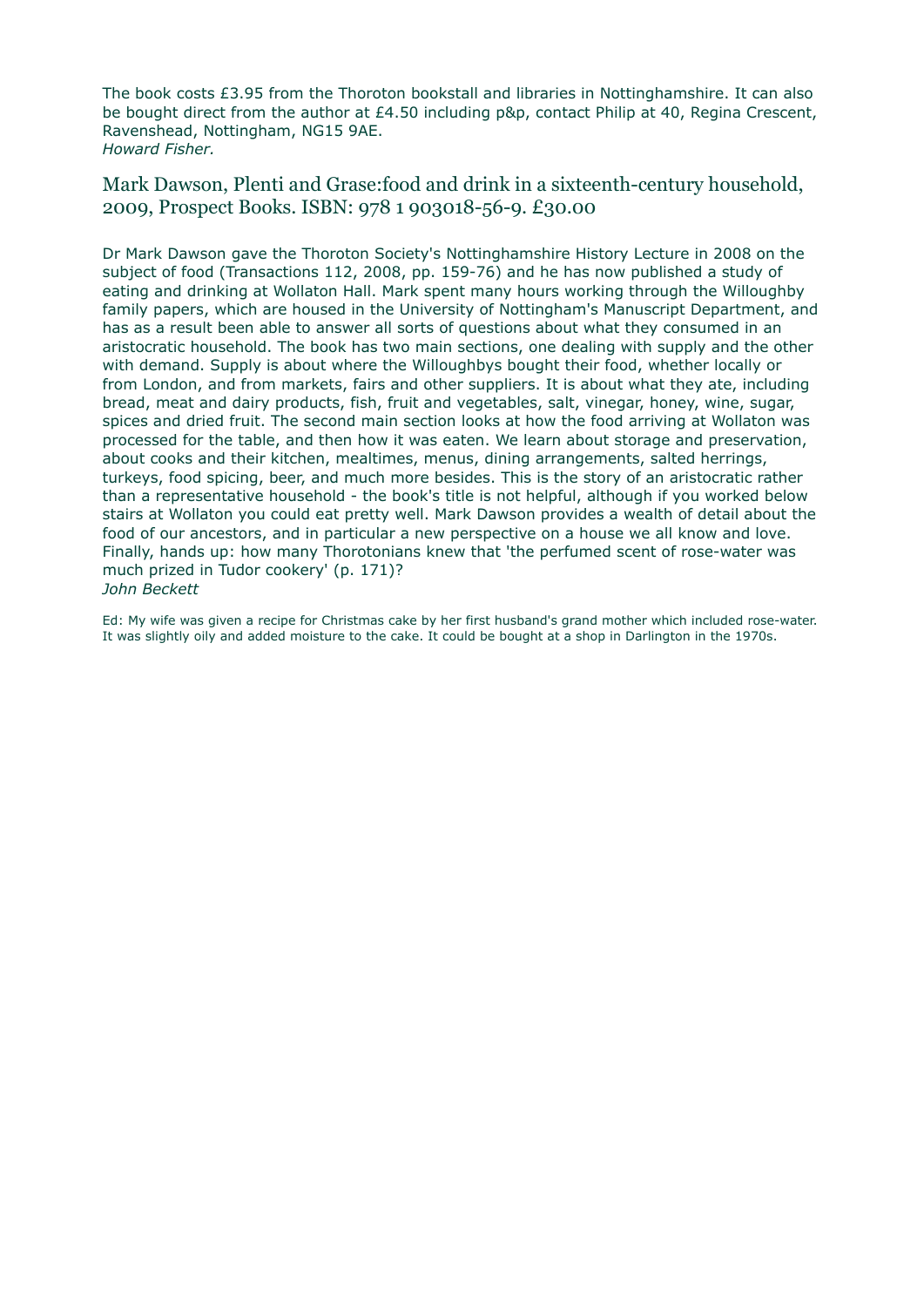The book costs £3.95 from the Thoroton bookstall and libraries in Nottinghamshire. It can also be bought direct from the author at £4.50 including p&p, contact Philip at 40, Regina Crescent, Ravenshead, Nottingham, NG15 9AE.
*Howard Fisher.*

## Mark Dawson, Plenti and Grase:food and drink in a sixteenth-century household, 2009, Prospect Books. ISBN: 978 1 903018-56-9. £30.00

Dr Mark Dawson gave the Thoroton Society's Nottinghamshire History Lecture in 2008 on the subject of food (Transactions 112, 2008, pp. 159-76) and he has now published a study of eating and drinking at Wollaton Hall. Mark spent many hours working through the Willoughby family papers, which are housed in the University of Nottingham's Manuscript Department, and has as a result been able to answer all sorts of questions about what they consumed in an aristocratic household. The book has two main sections, one dealing with supply and the other with demand. Supply is about where the Willoughbys bought their food, whether locally or from London, and from markets, fairs and other suppliers. It is about what they ate, including bread, meat and dairy products, fish, fruit and vegetables, salt, vinegar, honey, wine, sugar, spices and dried fruit. The second main section looks at how the food arriving at Wollaton was processed for the table, and then how it was eaten. We learn about storage and preservation, about cooks and their kitchen, mealtimes, menus, dining arrangements, salted herrings, turkeys, food spicing, beer, and much more besides. This is the story of an aristocratic rather than a representative household - the book's title is not helpful, although if you worked below stairs at Wollaton you could eat pretty well. Mark Dawson provides a wealth of detail about the food of our ancestors, and in particular a new perspective on a house we all know and love. Finally, hands up: how many Thorotonians knew that 'the perfumed scent of rose-water was much prized in Tudor cookery' (p. 171)?
*John Beckett*

Ed: My wife was given a recipe for Christmas cake by her first husband's grand mother which included rose-water. It was slightly oily and added moisture to the cake. It could be bought at a shop in Darlington in the 1970s.